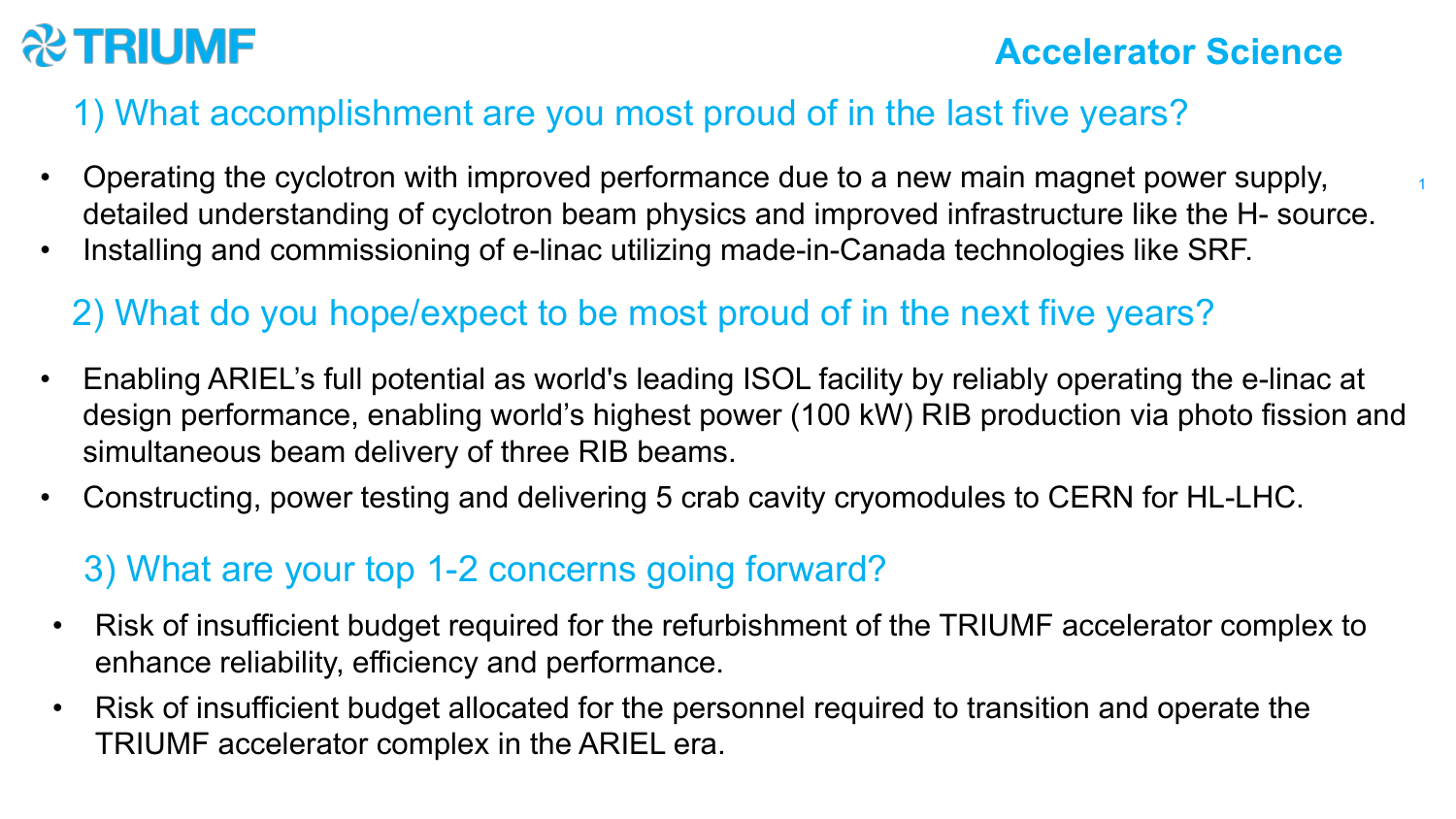# TRIUMF — Accelerator Science

## 1) What accomplishment are you most proud of in the last five years?

- Operating the cyclotron with improved performance due to a new main magnet power supply, detailed understanding of cyclotron beam physics and improved infrastructure like the H- source.
- Installing and commissioning of e-linac utilizing made-in-Canada technologies like SRF.

## 2) What do you hope/expect to be most proud of in the next five years?

- Enabling ARIEL's full potential as world's leading ISOL facility by reliably operating the e-linac at design performance, enabling world's highest power (100 kW) RIB production via photo fission and simultaneous beam delivery of three RIB beams.
- Constructing, power testing and delivering 5 crab cavity cryomodules to CERN for HL-LHC.

## 3) What are your top 1-2 concerns going forward?

- Risk of insufficient budget required for the refurbishment of the TRIUMF accelerator complex to enhance reliability, efficiency and performance.
- Risk of insufficient budget allocated for the personnel required to transition and operate the TRIUMF accelerator complex in the ARIEL era.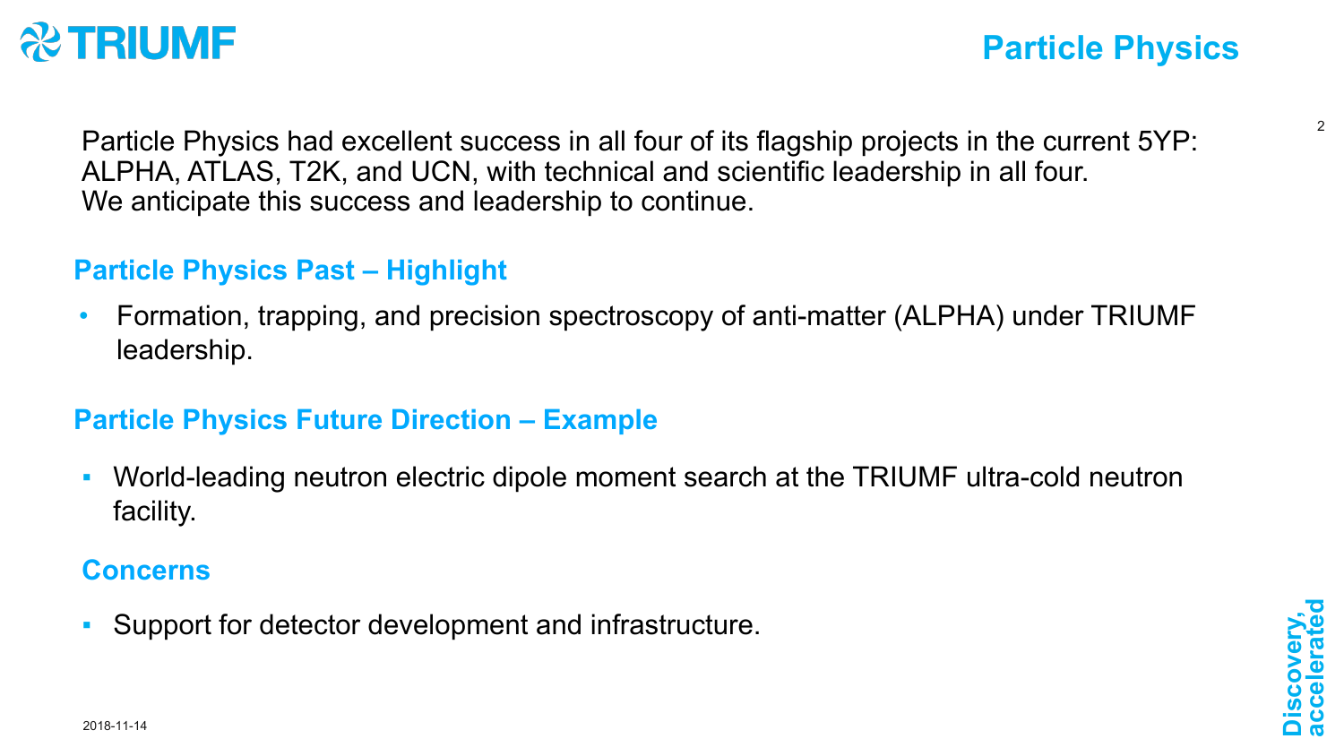# Particle Physics

Particle Physics had excellent success in all four of its flagship projects in the current 5YP: ALPHA, ATLAS, T2K, and UCN, with technical and scientific leadership in all four. We anticipate this success and leadership to continue.

## Particle Physics Past – Highlight

- Formation, trapping, and precision spectroscopy of anti-matter (ALPHA) under TRIUMF leadership.

## Particle Physics Future Direction – Example

- World-leading neutron electric dipole moment search at the TRIUMF ultra-cold neutron facility.

## Concerns

- Support for detector development and infrastructure.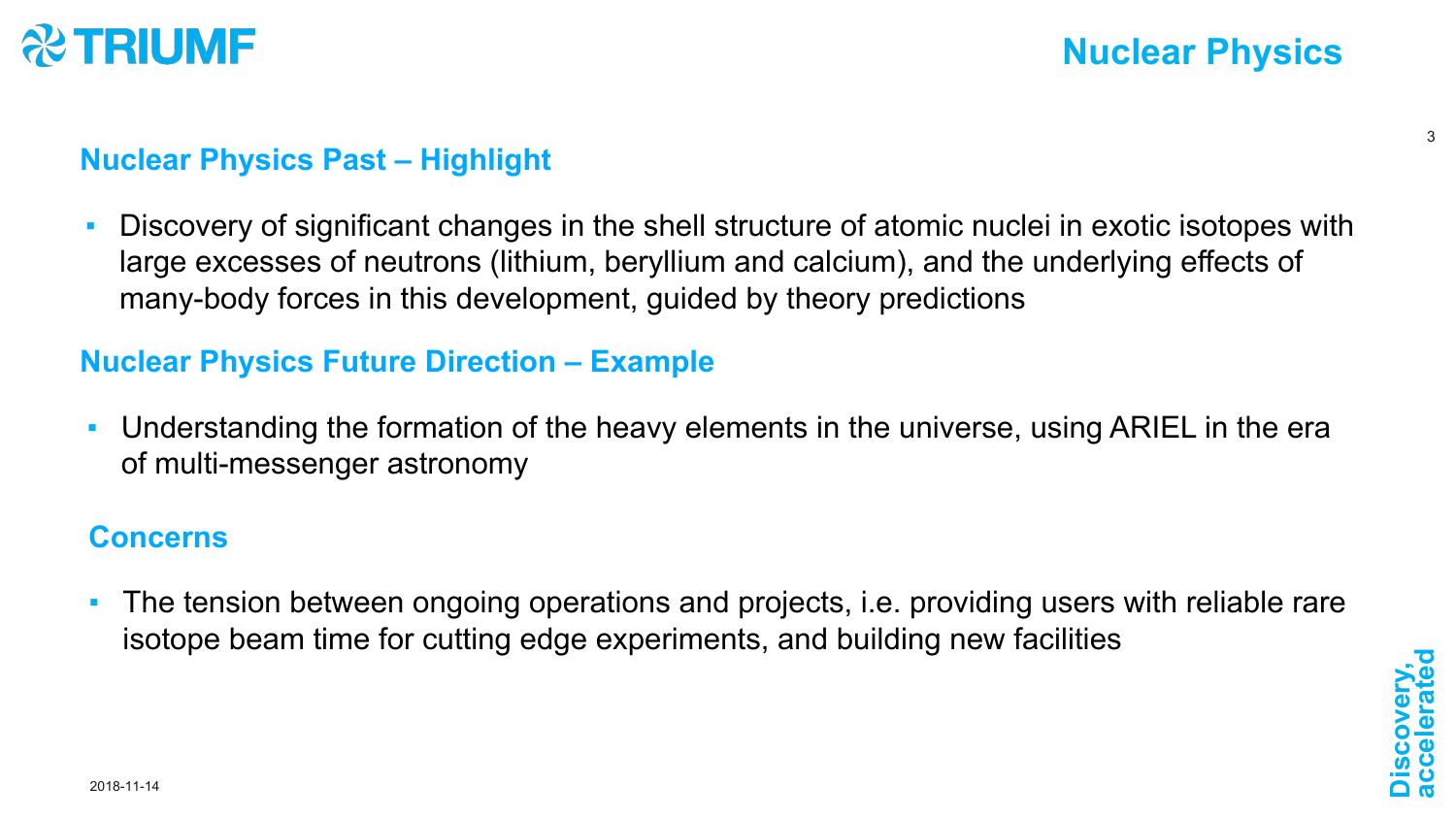# Nuclear Physics

## Nuclear Physics Past – Highlight

- Discovery of significant changes in the shell structure of atomic nuclei in exotic isotopes with large excesses of neutrons (lithium, beryllium and calcium), and the underlying effects of many-body forces in this development, guided by theory predictions

## Nuclear Physics Future Direction – Example

- Understanding the formation of the heavy elements in the universe, using ARIEL in the era of multi-messenger astronomy

## Concerns

- The tension between ongoing operations and projects, i.e. providing users with reliable rare isotope beam time for cutting edge experiments, and building new facilities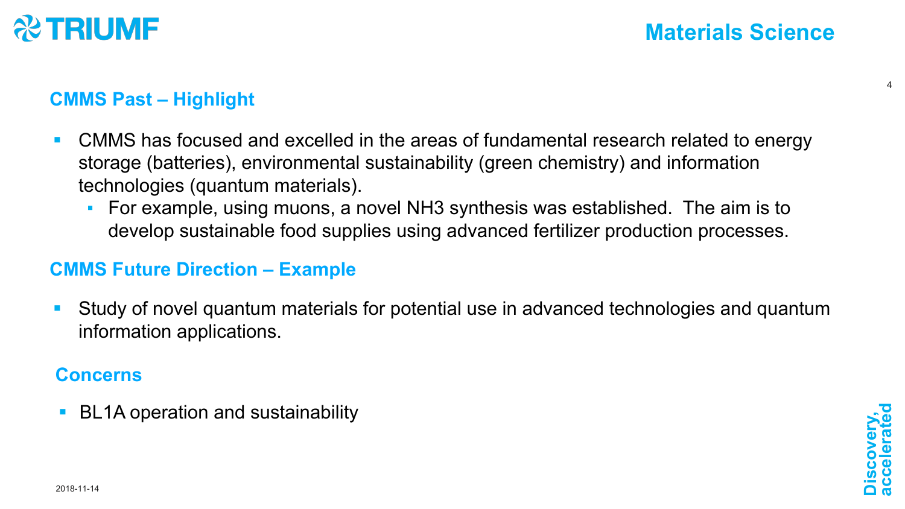# Materials Science

## CMMS Past – Highlight

- CMMS has focused and excelled in the areas of fundamental research related to energy storage (batteries), environmental sustainability (green chemistry) and information technologies (quantum materials).
  - For example, using muons, a novel $NH_3$ synthesis was established. The aim is to develop sustainable food supplies using advanced fertilizer production processes.

## CMMS Future Direction – Example

- Study of novel quantum materials for potential use in advanced technologies and quantum information applications.

## Concerns

- BL1A operation and sustainability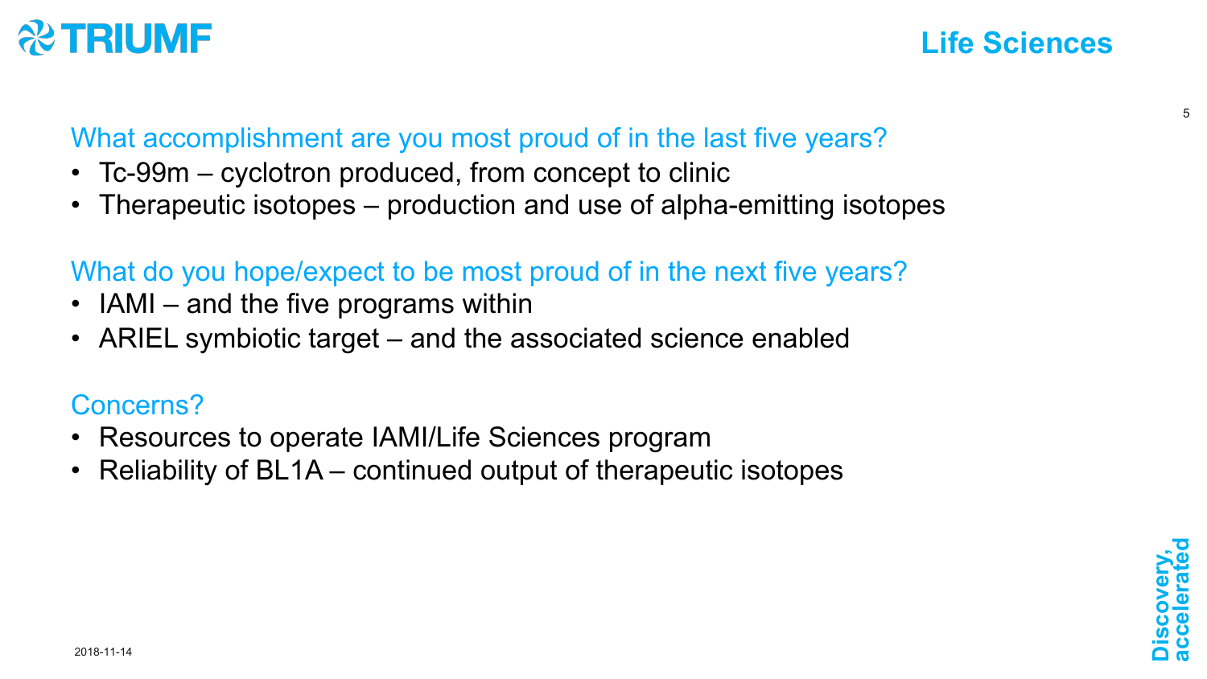# Life Sciences

## What accomplishment are you most proud of in the last five years?

- Tc-99m – cyclotron produced, from concept to clinic
- Therapeutic isotopes – production and use of alpha-emitting isotopes

## What do you hope/expect to be most proud of in the next five years?

- IAMI – and the five programs within
- ARIEL symbiotic target – and the associated science enabled

## Concerns?

- Resources to operate IAMI/Life Sciences program
- Reliability of BL1A – continued output of therapeutic isotopes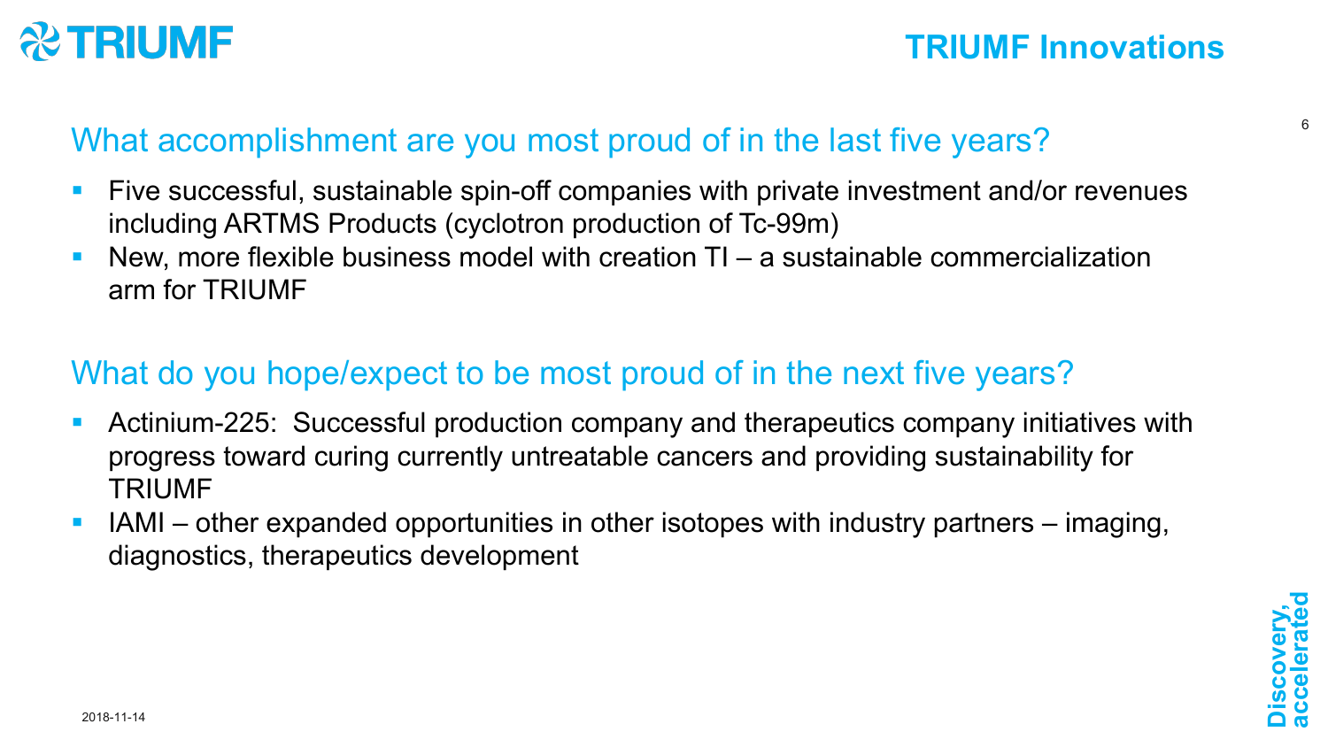# TRIUMF Innovations

## What accomplishment are you most proud of in the last five years?

- Five successful, sustainable spin-off companies with private investment and/or revenues including ARTMS Products (cyclotron production of Tc-99m)
- New, more flexible business model with creation TI – a sustainable commercialization arm for TRIUMF

## What do you hope/expect to be most proud of in the next five years?

- Actinium-225: Successful production company and therapeutics company initiatives with progress toward curing currently untreatable cancers and providing sustainability for TRIUMF
- IAMI – other expanded opportunities in other isotopes with industry partners – imaging, diagnostics, therapeutics development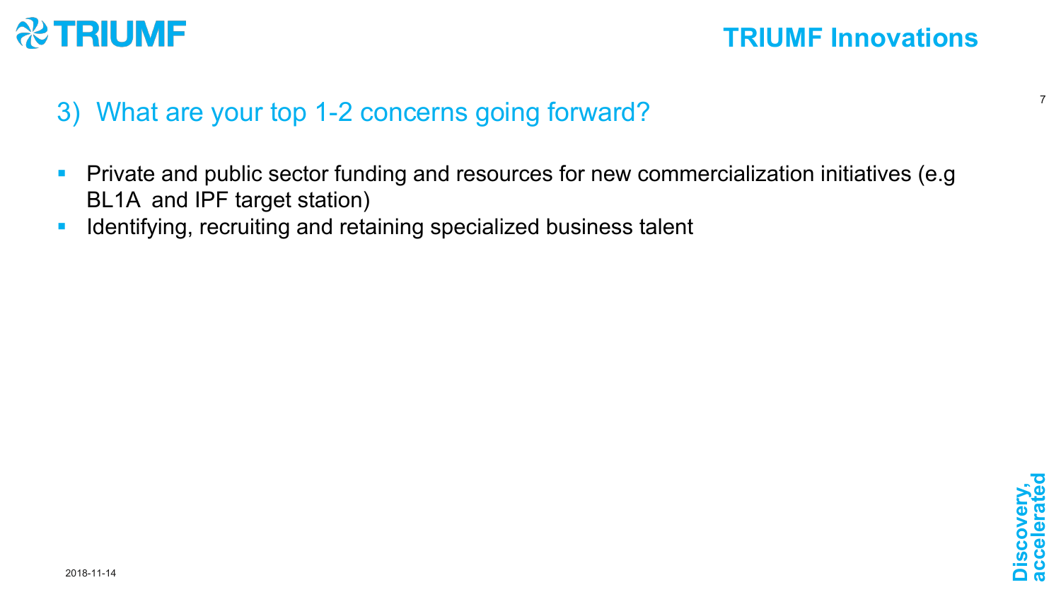## 3) What are your top 1-2 concerns going forward?

- Private and public sector funding and resources for new commercialization initiatives (e.g BL1A and IPF target station)
- Identifying, recruiting and retaining specialized business talent